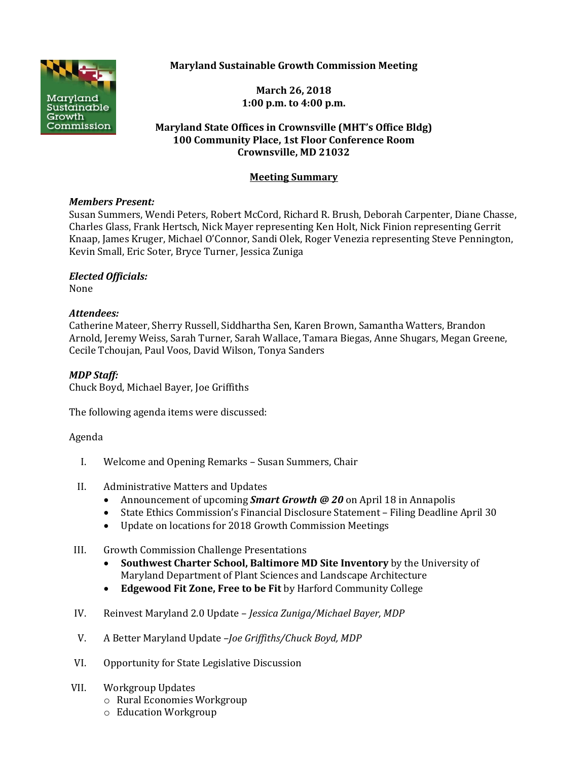# Maryland Sustainable Growth Commission Meeting

**March 26, 2018**
**1:00 p.m. to 4:00 p.m.**

**Maryland State Offices in Crownsville (MHT's Office Bldg)**
**100 Community Place, 1st Floor Conference Room**
**Crownsville, MD 21032**

## Meeting Summary

***Members Present:***
Susan Summers, Wendi Peters, Robert McCord, Richard R. Brush, Deborah Carpenter, Diane Chasse, Charles Glass, Frank Hertsch, Nick Mayer representing Ken Holt, Nick Finion representing Gerrit Knaap, James Kruger, Michael O'Connor, Sandi Olek, Roger Venezia representing Steve Pennington, Kevin Small, Eric Soter, Bryce Turner, Jessica Zuniga

***Elected Officials:***
None

***Attendees:***
Catherine Mateer, Sherry Russell, Siddhartha Sen, Karen Brown, Samantha Watters, Brandon Arnold, Jeremy Weiss, Sarah Turner, Sarah Wallace, Tamara Biegas, Anne Shugars, Megan Greene, Cecile Tchoujan, Paul Voos, David Wilson, Tonya Sanders

***MDP Staff:***
Chuck Boyd, Michael Bayer, Joe Griffiths

The following agenda items were discussed:

Agenda

I. Welcome and Opening Remarks – Susan Summers, Chair

II. Administrative Matters and Updates
   - Announcement of upcoming ***Smart Growth @ 20*** on April 18 in Annapolis
   - State Ethics Commission's Financial Disclosure Statement – Filing Deadline April 30
   - Update on locations for 2018 Growth Commission Meetings

III. Growth Commission Challenge Presentations
   - **Southwest Charter School, Baltimore MD Site Inventory** by the University of Maryland Department of Plant Sciences and Landscape Architecture
   - **Edgewood Fit Zone, Free to be Fit** by Harford Community College

IV. Reinvest Maryland 2.0 Update – *Jessica Zuniga/Michael Bayer, MDP*

V. A Better Maryland Update –*Joe Griffiths/Chuck Boyd, MDP*

VI. Opportunity for State Legislative Discussion

VII. Workgroup Updates
   - Rural Economies Workgroup
   - Education Workgroup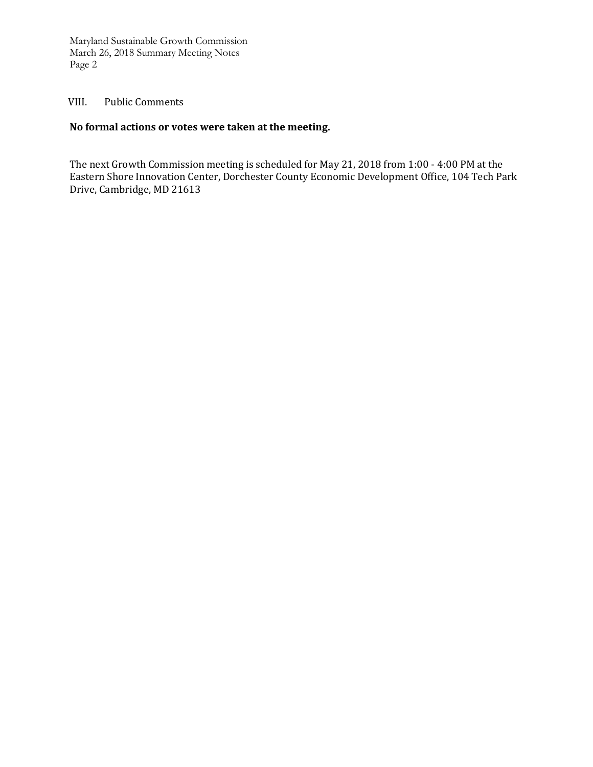VIII. Public Comments

**No formal actions or votes were taken at the meeting.**

The next Growth Commission meeting is scheduled for May 21, 2018 from 1:00 - 4:00 PM at the Eastern Shore Innovation Center, Dorchester County Economic Development Office, 104 Tech Park Drive, Cambridge, MD 21613